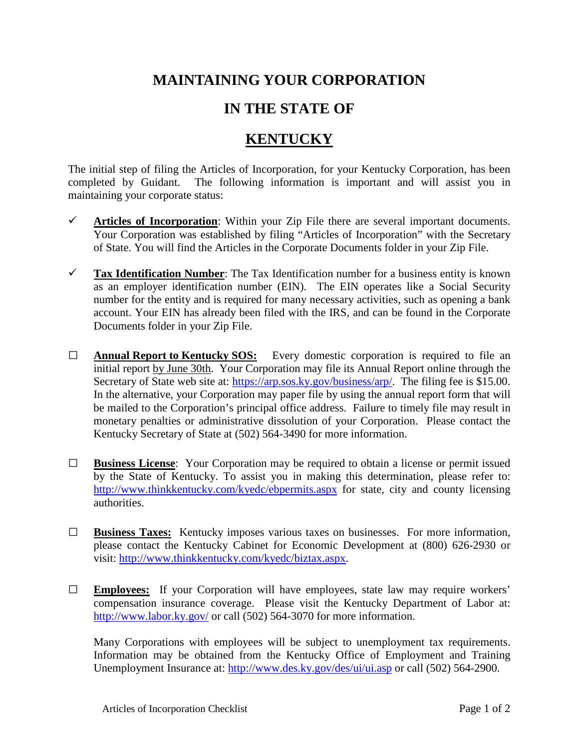# MAINTAINING YOUR CORPORATION

# IN THE STATE OF

# KENTUCKY

The initial step of filing the Articles of Incorporation, for your Kentucky Corporation, has been completed by Guidant. The following information is important and will assist you in maintaining your corporate status:

- ✓ **Articles of Incorporation**: Within your Zip File there are several important documents. Your Corporation was established by filing "Articles of Incorporation" with the Secretary of State. You will find the Articles in the Corporate Documents folder in your Zip File.

- ✓ **Tax Identification Number**: The Tax Identification number for a business entity is known as an employer identification number (EIN). The EIN operates like a Social Security number for the entity and is required for many necessary activities, such as opening a bank account. Your EIN has already been filed with the IRS, and can be found in the Corporate Documents folder in your Zip File.

- ☐ **Annual Report to Kentucky SOS:** Every domestic corporation is required to file an initial report by June 30th. Your Corporation may file its Annual Report online through the Secretary of State web site at: https://arp.sos.ky.gov/business/arp/. The filing fee is $15.00. In the alternative, your Corporation may paper file by using the annual report form that will be mailed to the Corporation's principal office address. Failure to timely file may result in monetary penalties or administrative dissolution of your Corporation. Please contact the Kentucky Secretary of State at (502) 564-3490 for more information.

- ☐ **Business License**: Your Corporation may be required to obtain a license or permit issued by the State of Kentucky. To assist you in making this determination, please refer to: http://www.thinkkentucky.com/kyedc/ebpermits.aspx for state, city and county licensing authorities.

- ☐ **Business Taxes:** Kentucky imposes various taxes on businesses. For more information, please contact the Kentucky Cabinet for Economic Development at (800) 626-2930 or visit: http://www.thinkkentucky.com/kyedc/biztax.aspx.

- ☐ **Employees:** If your Corporation will have employees, state law may require workers' compensation insurance coverage. Please visit the Kentucky Department of Labor at: http://www.labor.ky.gov/ or call (502) 564-3070 for more information.

  Many Corporations with employees will be subject to unemployment tax requirements. Information may be obtained from the Kentucky Office of Employment and Training Unemployment Insurance at: http://www.des.ky.gov/des/ui/ui.asp or call (502) 564-2900.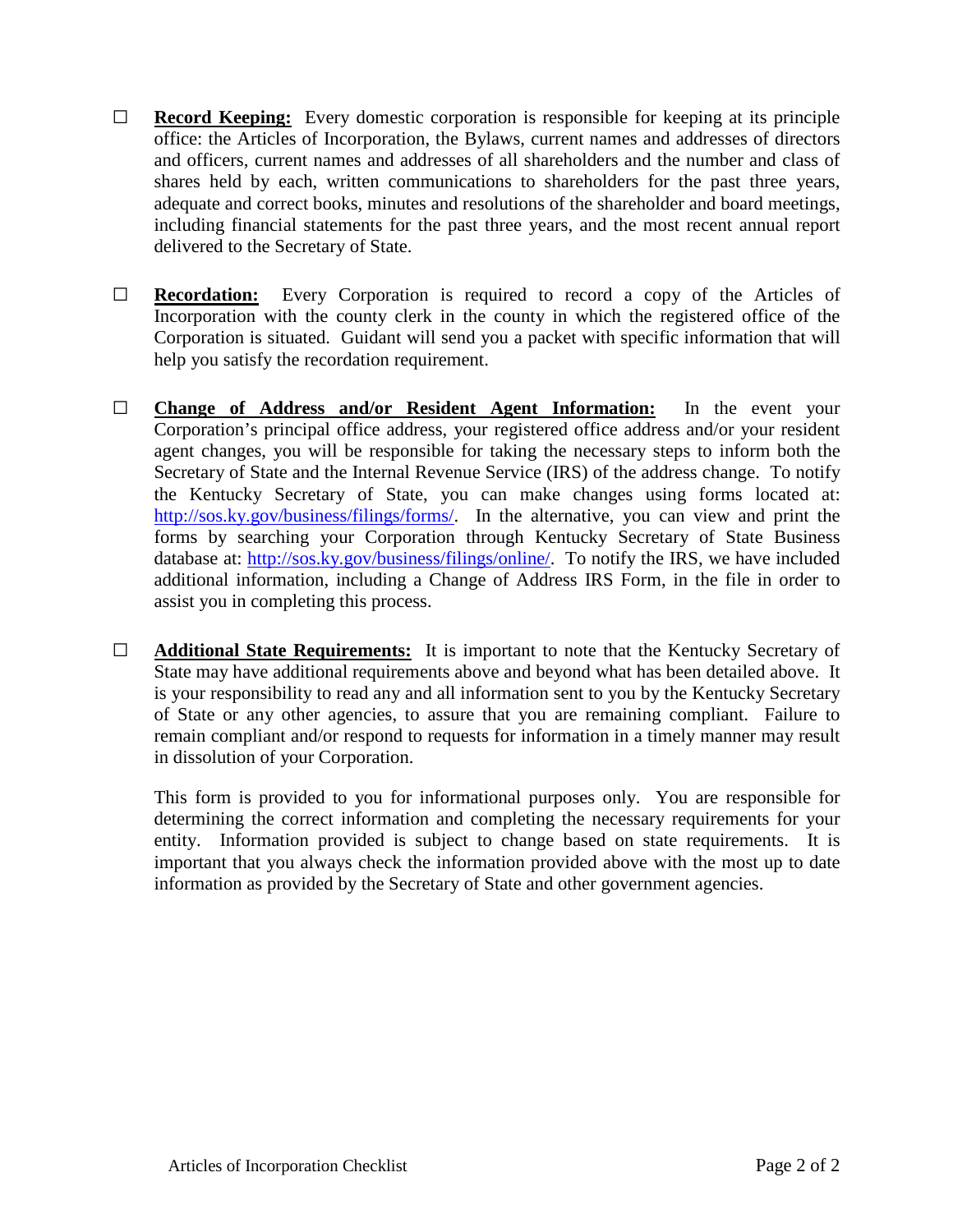- ☐ **<u>Record Keeping:</u>** Every domestic corporation is responsible for keeping at its principle office: the Articles of Incorporation, the Bylaws, current names and addresses of directors and officers, current names and addresses of all shareholders and the number and class of shares held by each, written communications to shareholders for the past three years, adequate and correct books, minutes and resolutions of the shareholder and board meetings, including financial statements for the past three years, and the most recent annual report delivered to the Secretary of State.

- ☐ **<u>Recordation:</u>** Every Corporation is required to record a copy of the Articles of Incorporation with the county clerk in the county in which the registered office of the Corporation is situated. Guidant will send you a packet with specific information that will help you satisfy the recordation requirement.

- ☐ **<u>Change of Address and/or Resident Agent Information:</u>** In the event your Corporation's principal office address, your registered office address and/or your resident agent changes, you will be responsible for taking the necessary steps to inform both the Secretary of State and the Internal Revenue Service (IRS) of the address change. To notify the Kentucky Secretary of State, you can make changes using forms located at: [http://sos.ky.gov/business/filings/forms/](http://sos.ky.gov/business/filings/forms/). In the alternative, you can view and print the forms by searching your Corporation through Kentucky Secretary of State Business database at: [http://sos.ky.gov/business/filings/online/](http://sos.ky.gov/business/filings/online/). To notify the IRS, we have included additional information, including a Change of Address IRS Form, in the file in order to assist you in completing this process.

- ☐ **<u>Additional State Requirements:</u>** It is important to note that the Kentucky Secretary of State may have additional requirements above and beyond what has been detailed above. It is your responsibility to read any and all information sent to you by the Kentucky Secretary of State or any other agencies, to assure that you are remaining compliant. Failure to remain compliant and/or respond to requests for information in a timely manner may result in dissolution of your Corporation.

This form is provided to you for informational purposes only. You are responsible for determining the correct information and completing the necessary requirements for your entity. Information provided is subject to change based on state requirements. It is important that you always check the information provided above with the most up to date information as provided by the Secretary of State and other government agencies.